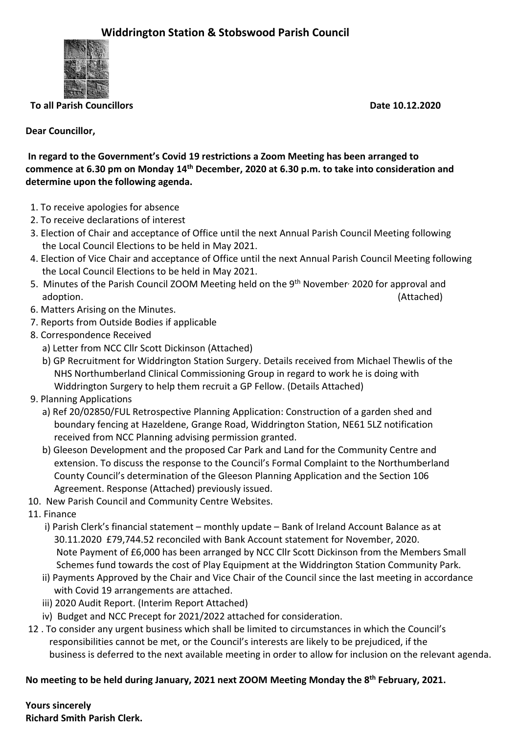# Widdrington Station & Stobswood Parish Council

**To all Parish Councillors** **Date 10.12.2020**

**Dear Councillor,**

**In regard to the Government's Covid 19 restrictions a Zoom Meeting has been arranged to commence at 6.30 pm on Monday 14th December, 2020 at 6.30 p.m. to take into consideration and determine upon the following agenda.**

1. To receive apologies for absence
2. To receive declarations of interest
3. Election of Chair and acceptance of Office until the next Annual Parish Council Meeting following the Local Council Elections to be held in May 2021.
4. Election of Vice Chair and acceptance of Office until the next Annual Parish Council Meeting following the Local Council Elections to be held in May 2021.
5. Minutes of the Parish Council ZOOM Meeting held on the 9th November, 2020 for approval and adoption. (Attached)
6. Matters Arising on the Minutes.
7. Reports from Outside Bodies if applicable
8. Correspondence Received
   a) Letter from NCC Cllr Scott Dickinson (Attached)
   b) GP Recruitment for Widdrington Station Surgery. Details received from Michael Thewlis of the NHS Northumberland Clinical Commissioning Group in regard to work he is doing with Widdrington Surgery to help them recruit a GP Fellow. (Details Attached)
9. Planning Applications
   a) Ref 20/02850/FUL Retrospective Planning Application: Construction of a garden shed and boundary fencing at Hazeldene, Grange Road, Widdrington Station, NE61 5LZ notification received from NCC Planning advising permission granted.
   b) Gleeson Development and the proposed Car Park and Land for the Community Centre and extension. To discuss the response to the Council's Formal Complaint to the Northumberland County Council's determination of the Gleeson Planning Application and the Section 106 Agreement. Response (Attached) previously issued.
10. New Parish Council and Community Centre Websites.
11. Finance
    i) Parish Clerk's financial statement – monthly update – Bank of Ireland Account Balance as at 30.11.2020 £79,744.52 reconciled with Bank Account statement for November, 2020. Note Payment of £6,000 has been arranged by NCC Cllr Scott Dickinson from the Members Small Schemes fund towards the cost of Play Equipment at the Widdrington Station Community Park.
    ii) Payments Approved by the Chair and Vice Chair of the Council since the last meeting in accordance with Covid 19 arrangements are attached.
    iii) 2020 Audit Report. (Interim Report Attached)
    iv) Budget and NCC Precept for 2021/2022 attached for consideration.
12. To consider any urgent business which shall be limited to circumstances in which the Council's responsibilities cannot be met, or the Council's interests are likely to be prejudiced, if the business is deferred to the next available meeting in order to allow for inclusion on the relevant agenda.

**No meeting to be held during January, 2021 next ZOOM Meeting Monday the 8th February, 2021.**

**Yours sincerely**
**Richard Smith Parish Clerk.**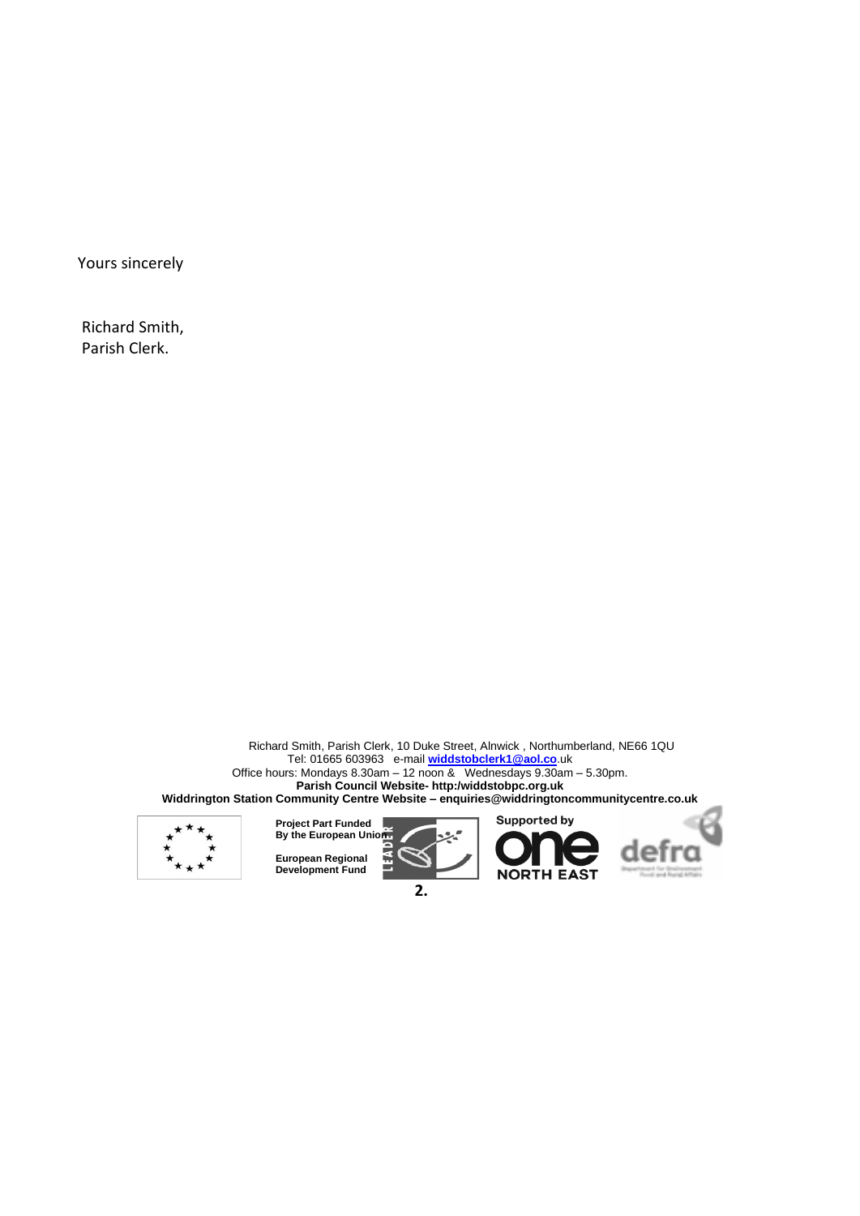Yours sincerely

Richard Smith,
Parish Clerk.

Richard Smith, Parish Clerk, 10 Duke Street, Alnwick , Northumberland, NE66 1QU
Tel: 01665 603963 e-mail **widdstobclerk1@aol.co**.uk
Office hours: Mondays 8.30am – 12 noon & Wednesdays 9.30am – 5.30pm.
**Parish Council Website- http:/widdstobpc.org.uk**
**Widdrington Station Community Centre Website – enquiries@widdringtoncommunitycentre.co.uk**

**Project Part Funded**
**By the European Union**

**European Regional**
**Development Fund**

Supported by
one
NORTH EAST

defra